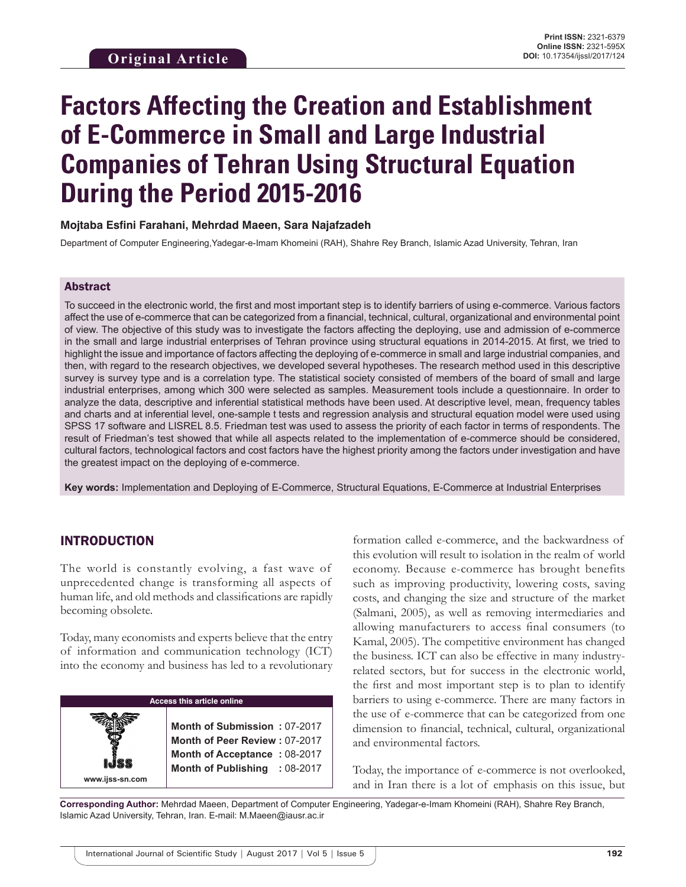Original Article

Print ISSN: 2321-6379
Online ISSN: 2321-595X
DOI: 10.17354/ijssI/2017/124

# Factors Affecting the Creation and Establishment of E-Commerce in Small and Large Industrial Companies of Tehran Using Structural Equation During the Period 2015-2016

**Mojtaba Esfini Farahani, Mehrdad Maeen, Sara Najafzadeh**

Department of Computer Engineering,Yadegar-e-Imam Khomeini (RAH), Shahre Rey Branch, Islamic Azad University, Tehran, Iran

## Abstract

To succeed in the electronic world, the first and most important step is to identify barriers of using e-commerce. Various factors affect the use of e-commerce that can be categorized from a financial, technical, cultural, organizational and environmental point of view. The objective of this study was to investigate the factors affecting the deploying, use and admission of e-commerce in the small and large industrial enterprises of Tehran province using structural equations in 2014-2015. At first, we tried to highlight the issue and importance of factors affecting the deploying of e-commerce in small and large industrial companies, and then, with regard to the research objectives, we developed several hypotheses. The research method used in this descriptive survey is survey type and is a correlation type. The statistical society consisted of members of the board of small and large industrial enterprises, among which 300 were selected as samples. Measurement tools include a questionnaire. In order to analyze the data, descriptive and inferential statistical methods have been used. At descriptive level, mean, frequency tables and charts and at inferential level, one-sample t tests and regression analysis and structural equation model were used using SPSS 17 software and LISREL 8.5. Friedman test was used to assess the priority of each factor in terms of respondents. The result of Friedman's test showed that while all aspects related to the implementation of e-commerce should be considered, cultural factors, technological factors and cost factors have the highest priority among the factors under investigation and have the greatest impact on the deploying of e-commerce.

**Key words:** Implementation and Deploying of E-Commerce, Structural Equations, E-Commerce at Industrial Enterprises

## INTRODUCTION

The world is constantly evolving, a fast wave of unprecedented change is transforming all aspects of human life, and old methods and classifications are rapidly becoming obsolete.

Today, many economists and experts believe that the entry of information and communication technology (ICT) into the economy and business has led to a revolutionary formation called e-commerce, and the backwardness of this evolution will result to isolation in the realm of world economy. Because e-commerce has brought benefits such as improving productivity, lowering costs, saving costs, and changing the size and structure of the market (Salmani, 2005), as well as removing intermediaries and allowing manufacturers to access final consumers (to Kamal, 2005). The competitive environment has changed the business. ICT can also be effective in many industry-related sectors, but for success in the electronic world, the first and most important step is to plan to identify barriers to using e-commerce. There are many factors in the use of e-commerce that can be categorized from one dimension to financial, technical, cultural, organizational and environmental factors.

Today, the importance of e-commerce is not overlooked, and in Iran there is a lot of emphasis on this issue, but

| Access this article online | |
|---|---|
| www.ijss-sn.com | **Month of Submission :** 07-2017 |
| | **Month of Peer Review :** 07-2017 |
| | **Month of Acceptance :** 08-2017 |
| | **Month of Publishing :** 08-2017 |

**Corresponding Author:** Mehrdad Maeen, Department of Computer Engineering, Yadegar-e-Imam Khomeini (RAH), Shahre Rey Branch, Islamic Azad University, Tehran, Iran. E-mail: M.Maeen@iausr.ac.ir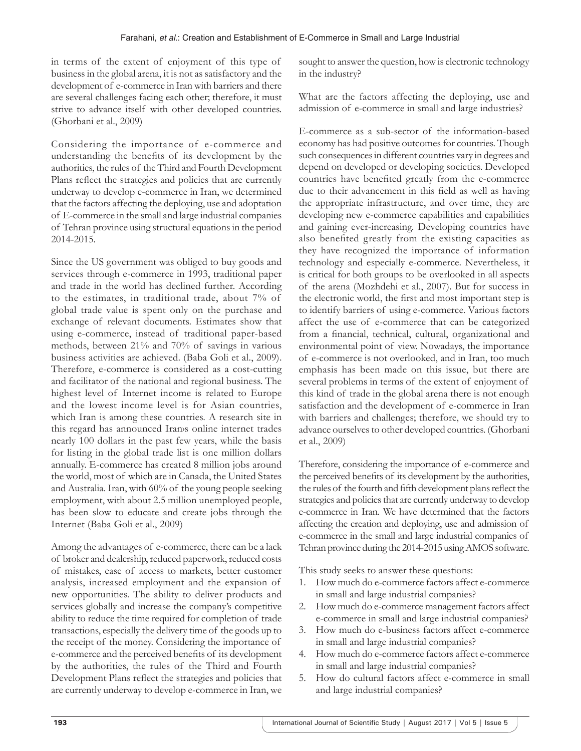in terms of the extent of enjoyment of this type of business in the global arena, it is not as satisfactory and the development of e-commerce in Iran with barriers and there are several challenges facing each other; therefore, it must strive to advance itself with other developed countries. (Ghorbani et al., 2009)

Considering the importance of e-commerce and understanding the benefits of its development by the authorities, the rules of the Third and Fourth Development Plans reflect the strategies and policies that are currently underway to develop e-commerce in Iran, we determined that the factors affecting the deploying, use and adoptation of E-commerce in the small and large industrial companies of Tehran province using structural equations in the period 2014-2015.

Since the US government was obliged to buy goods and services through e-commerce in 1993, traditional paper and trade in the world has declined further. According to the estimates, in traditional trade, about 7% of global trade value is spent only on the purchase and exchange of relevant documents. Estimates show that using e-commerce, instead of traditional paper-based methods, between 21% and 70% of savings in various business activities are achieved. (Baba Goli et al., 2009). Therefore, e-commerce is considered as a cost-cutting and facilitator of the national and regional business. The highest level of Internet income is related to Europe and the lowest income level is for Asian countries, which Iran is among these countries. A research site in this regard has announced Iran›s online internet trades nearly 100 dollars in the past few years, while the basis for listing in the global trade list is one million dollars annually. E-commerce has created 8 million jobs around the world, most of which are in Canada, the United States and Australia. Iran, with 60% of the young people seeking employment, with about 2.5 million unemployed people, has been slow to educate and create jobs through the Internet (Baba Goli et al., 2009)

Among the advantages of e-commerce, there can be a lack of broker and dealership, reduced paperwork, reduced costs of mistakes, ease of access to markets, better customer analysis, increased employment and the expansion of new opportunities. The ability to deliver products and services globally and increase the company's competitive ability to reduce the time required for completion of trade transactions, especially the delivery time of the goods up to the receipt of the money. Considering the importance of e-commerce and the perceived benefits of its development by the authorities, the rules of the Third and Fourth Development Plans reflect the strategies and policies that are currently underway to develop e-commerce in Iran, we sought to answer the question, how is electronic technology in the industry?

What are the factors affecting the deploying, use and admission of e-commerce in small and large industries?

E-commerce as a sub-sector of the information-based economy has had positive outcomes for countries. Though such consequences in different countries vary in degrees and depend on developed or developing societies. Developed countries have benefited greatly from the e-commerce due to their advancement in this field as well as having the appropriate infrastructure, and over time, they are developing new e-commerce capabilities and capabilities and gaining ever-increasing. Developing countries have also benefited greatly from the existing capacities as they have recognized the importance of information technology and especially e-commerce. Nevertheless, it is critical for both groups to be overlooked in all aspects of the arena (Mozhdehi et al., 2007). But for success in the electronic world, the first and most important step is to identify barriers of using e-commerce. Various factors affect the use of e-commerce that can be categorized from a financial, technical, cultural, organizational and environmental point of view. Nowadays, the importance of e-commerce is not overlooked, and in Iran, too much emphasis has been made on this issue, but there are several problems in terms of the extent of enjoyment of this kind of trade in the global arena there is not enough satisfaction and the development of e-commerce in Iran with barriers and challenges; therefore, we should try to advance ourselves to other developed countries. (Ghorbani et al., 2009)

Therefore, considering the importance of e-commerce and the perceived benefits of its development by the authorities, the rules of the fourth and fifth development plans reflect the strategies and policies that are currently underway to develop e-commerce in Iran. We have determined that the factors affecting the creation and deploying, use and admission of e-commerce in the small and large industrial companies of Tehran province during the 2014-2015 using AMOS software.

This study seeks to answer these questions:

1. How much do e-commerce factors affect e-commerce in small and large industrial companies?
2. How much do e-commerce management factors affect e-commerce in small and large industrial companies?
3. How much do e-business factors affect e-commerce in small and large industrial companies?
4. How much do e-commerce factors affect e-commerce in small and large industrial companies?
5. How do cultural factors affect e-commerce in small and large industrial companies?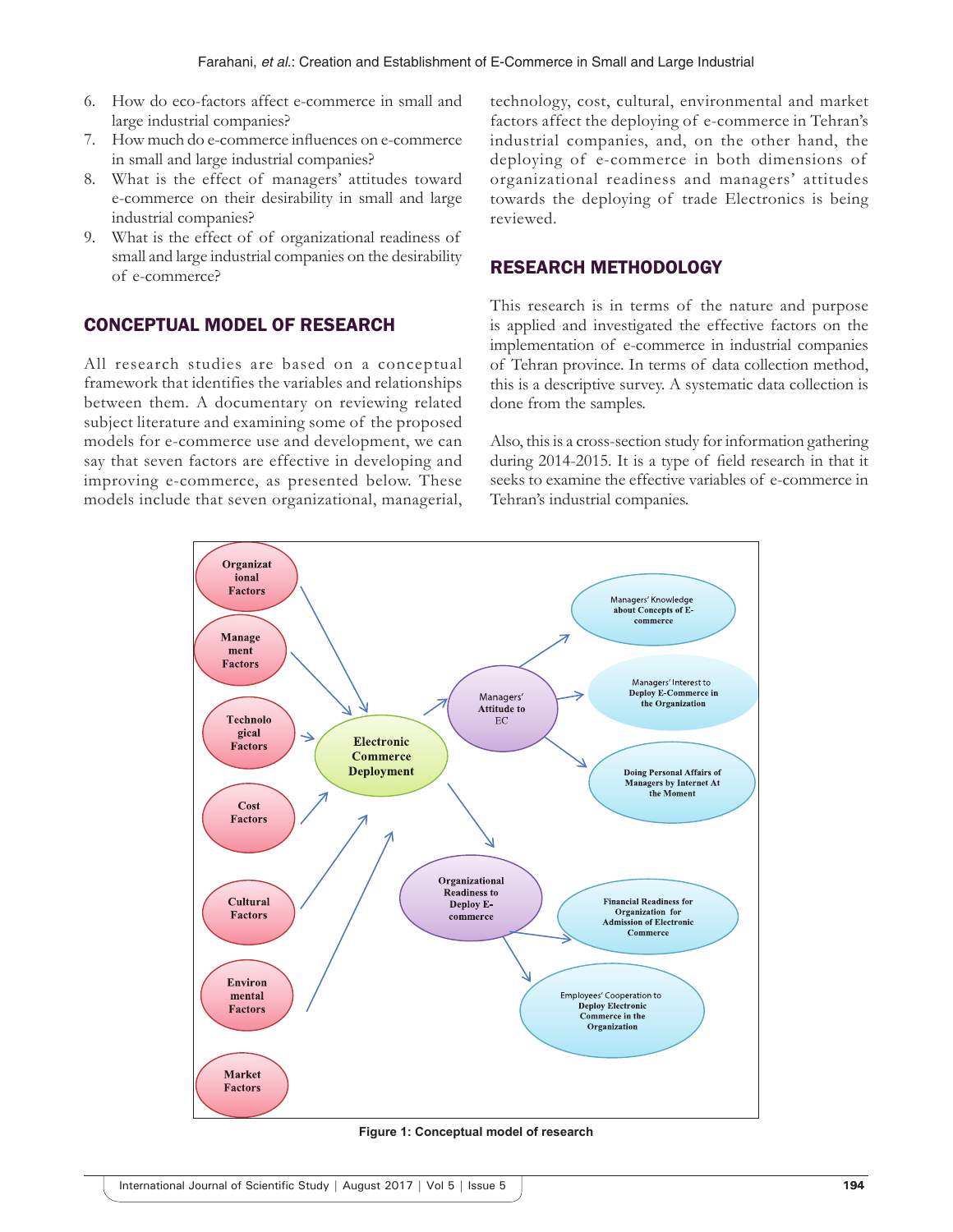6. How do eco-factors affect e-commerce in small and large industrial companies?
7. How much do e-commerce influences on e-commerce in small and large industrial companies?
8. What is the effect of managers' attitudes toward e-commerce on their desirability in small and large industrial companies?
9. What is the effect of of organizational readiness of small and large industrial companies on the desirability of e-commerce?

## CONCEPTUAL MODEL OF RESEARCH

All research studies are based on a conceptual framework that identifies the variables and relationships between them. A documentary on reviewing related subject literature and examining some of the proposed models for e-commerce use and development, we can say that seven factors are effective in developing and improving e-commerce, as presented below. These models include that seven organizational, managerial, technology, cost, cultural, environmental and market factors affect the deploying of e-commerce in Tehran's industrial companies, and, on the other hand, the deploying of e-commerce in both dimensions of organizational readiness and managers' attitudes towards the deploying of trade Electronics is being reviewed.

## RESEARCH METHODOLOGY

This research is in terms of the nature and purpose is applied and investigated the effective factors on the implementation of e-commerce in industrial companies of Tehran province. In terms of data collection method, this is a descriptive survey. A systematic data collection is done from the samples.

Also, this is a cross-section study for information gathering during 2014-2015. It is a type of field research in that it seeks to examine the effective variables of e-commerce in Tehran's industrial companies.

Figure 1: Conceptual model of research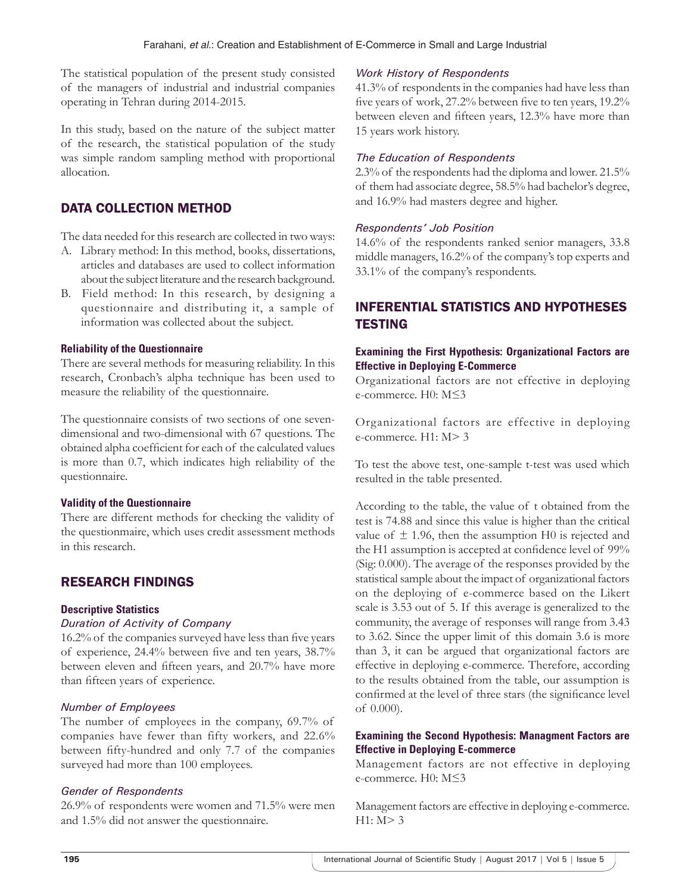The statistical population of the present study consisted of the managers of industrial and industrial companies operating in Tehran during 2014-2015.

In this study, based on the nature of the subject matter of the research, the statistical population of the study was simple random sampling method with proportional allocation.

## DATA COLLECTION METHOD

The data needed for this research are collected in two ways:

A. Library method: In this method, books, dissertations, articles and databases are used to collect information about the subject literature and the research background.
B. Field method: In this research, by designing a questionnaire and distributing it, a sample of information was collected about the subject.

### Reliability of the Questionnaire

There are several methods for measuring reliability. In this research, Cronbach's alpha technique has been used to measure the reliability of the questionnaire.

The questionnaire consists of two sections of one seven-dimensional and two-dimensional with 67 questions. The obtained alpha coefficient for each of the calculated values is more than 0.7, which indicates high reliability of the questionnaire.

### Validity of the Questionnaire

There are different methods for checking the validity of the questionmaire, which uses credit assessment methods in this research.

## RESEARCH FINDINGS

### Descriptive Statistics

#### *Duration of Activity of Company*

16.2% of the companies surveyed have less than five years of experience, 24.4% between five and ten years, 38.7% between eleven and fifteen years, and 20.7% have more than fifteen years of experience.

#### *Number of Employees*

The number of employees in the company, 69.7% of companies have fewer than fifty workers, and 22.6% between fifty-hundred and only 7.7 of the companies surveyed had more than 100 employees.

#### *Gender of Respondents*

26.9% of respondents were women and 71.5% were men and 1.5% did not answer the questionnaire.

#### *Work History of Respondents*

41.3% of respondents in the companies had have less than five years of work, 27.2% between five to ten years, 19.2% between eleven and fifteen years, 12.3% have more than 15 years work history.

#### *The Education of Respondents*

2.3% of the respondents had the diploma and lower. 21.5% of them had associate degree, 58.5% had bachelor's degree, and 16.9% had masters degree and higher.

#### *Respondents' Job Position*

14.6% of the respondents ranked senior managers, 33.8 middle managers, 16.2% of the company's top experts and 33.1% of the company's respondents.

## INFERENTIAL STATISTICS AND HYPOTHESES TESTING

### Examining the First Hypothesis: Organizational Factors are Effective in Deploying E-Commerce

Organizational factors are not effective in deploying e-commerce. H0: $M \leq 3$

Organizational factors are effective in deploying e-commerce. H1: $M > 3$

To test the above test, one-sample t-test was used which resulted in the table presented.

According to the table, the value of t obtained from the test is 74.88 and since this value is higher than the critical value of $\pm$ 1.96, then the assumption H0 is rejected and the H1 assumption is accepted at confidence level of 99% (Sig: 0.000). The average of the responses provided by the statistical sample about the impact of organizational factors on the deploying of e-commerce based on the Likert scale is 3.53 out of 5. If this average is generalized to the community, the average of responses will range from 3.43 to 3.62. Since the upper limit of this domain 3.6 is more than 3, it can be argued that organizational factors are effective in deploying e-commerce. Therefore, according to the results obtained from the table, our assumption is confirmed at the level of three stars (the significance level of 0.000).

### Examining the Second Hypothesis: Managment Factors are Effective in Deploying E-commerce

Management factors are not effective in deploying e-commerce. H0: $M \leq 3$

Management factors are effective in deploying e-commerce. H1: $M > 3$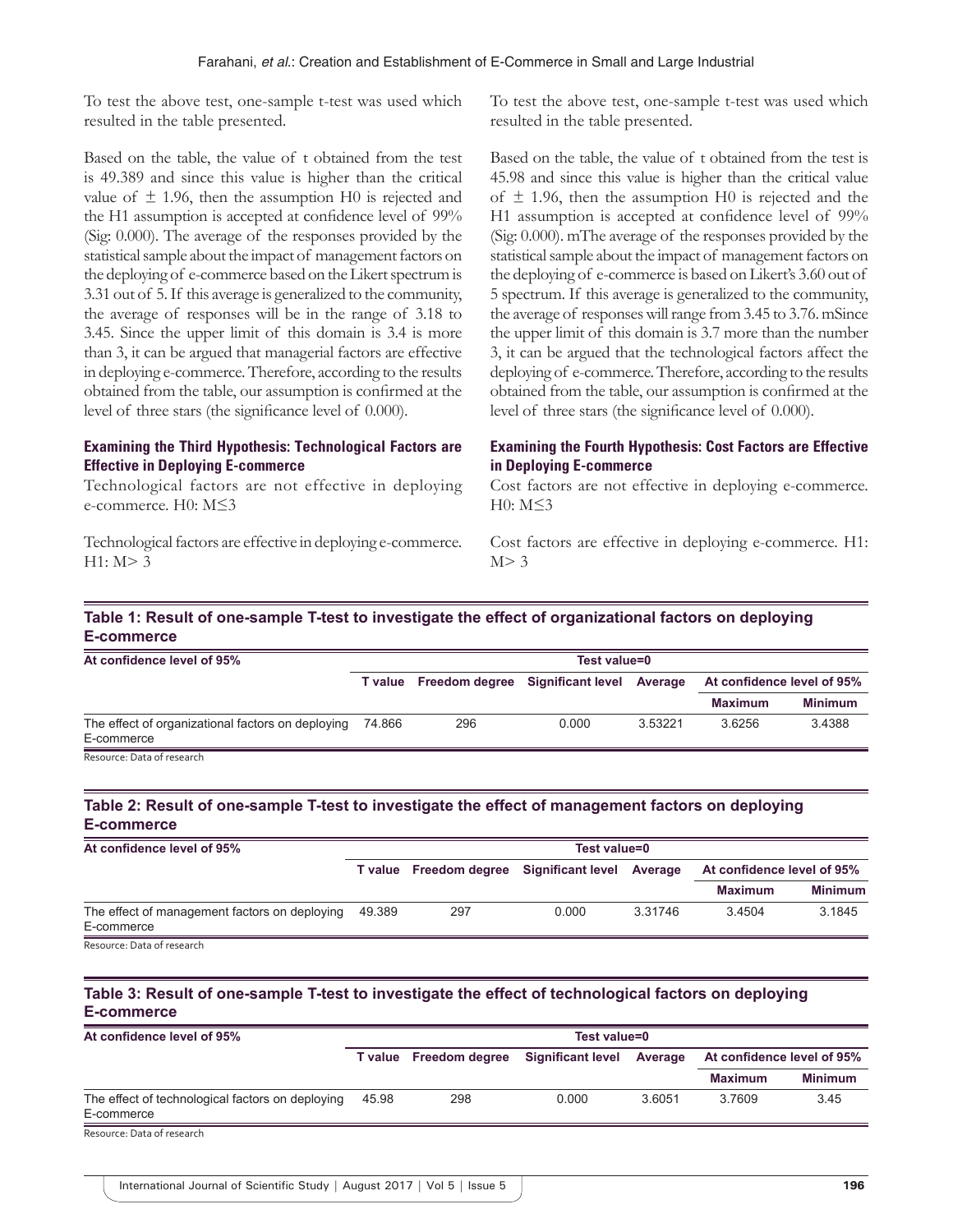To test the above test, one-sample t-test was used which resulted in the table presented.

Based on the table, the value of t obtained from the test is 49.389 and since this value is higher than the critical value of ± 1.96, then the assumption H0 is rejected and the H1 assumption is accepted at confidence level of 99% (Sig: 0.000). The average of the responses provided by the statistical sample about the impact of management factors on the deploying of e-commerce based on the Likert spectrum is 3.31 out of 5. If this average is generalized to the community, the average of responses will be in the range of 3.18 to 3.45. Since the upper limit of this domain is 3.4 is more than 3, it can be argued that managerial factors are effective in deploying e-commerce. Therefore, according to the results obtained from the table, our assumption is confirmed at the level of three stars (the significance level of 0.000).

#### Examining the Third Hypothesis: Technological Factors are Effective in Deploying E-commerce

Technological factors are not effective in deploying e-commerce. H0: M≤3

Technological factors are effective in deploying e-commerce. H1: M> 3

To test the above test, one-sample t-test was used which resulted in the table presented.

Based on the table, the value of t obtained from the test is 45.98 and since this value is higher than the critical value of ± 1.96, then the assumption H0 is rejected and the H1 assumption is accepted at confidence level of 99% (Sig: 0.000). mThe average of the responses provided by the statistical sample about the impact of management factors on the deploying of e-commerce is based on Likert's 3.60 out of 5 spectrum. If this average is generalized to the community, the average of responses will range from 3.45 to 3.76. mSince the upper limit of this domain is 3.7 more than the number 3, it can be argued that the technological factors affect the deploying of e-commerce. Therefore, according to the results obtained from the table, our assumption is confirmed at the level of three stars (the significance level of 0.000).

#### Examining the Fourth Hypothesis: Cost Factors are Effective in Deploying E-commerce

Cost factors are not effective in deploying e-commerce. H0: M≤3

Cost factors are effective in deploying e-commerce. H1: M> 3

**Table 1: Result of one-sample T-test to investigate the effect of organizational factors on deploying E-commerce**

| At confidence level of 95% | Test value=0 | | | | | |
|---|---|---|---|---|---|---|
| | T value | Freedom degree | Significant level | Average | At confidence level of 95% | |
| | | | | | Maximum | Minimum |
| The effect of organizational factors on deploying E-commerce | 74.866 | 296 | 0.000 | 3.53221 | 3.6256 | 3.4388 |

Resource: Data of research

**Table 2: Result of one-sample T-test to investigate the effect of management factors on deploying E-commerce**

| At confidence level of 95% | Test value=0 | | | | | |
|---|---|---|---|---|---|---|
| | T value | Freedom degree | Significant level | Average | At confidence level of 95% | |
| | | | | | Maximum | Minimum |
| The effect of management factors on deploying E-commerce | 49.389 | 297 | 0.000 | 3.31746 | 3.4504 | 3.1845 |

Resource: Data of research

**Table 3: Result of one-sample T-test to investigate the effect of technological factors on deploying E-commerce**

| At confidence level of 95% | Test value=0 | | | | | |
|---|---|---|---|---|---|---|
| | T value | Freedom degree | Significant level | Average | At confidence level of 95% | |
| | | | | | Maximum | Minimum |
| The effect of technological factors on deploying E-commerce | 45.98 | 298 | 0.000 | 3.6051 | 3.7609 | 3.45 |

Resource: Data of research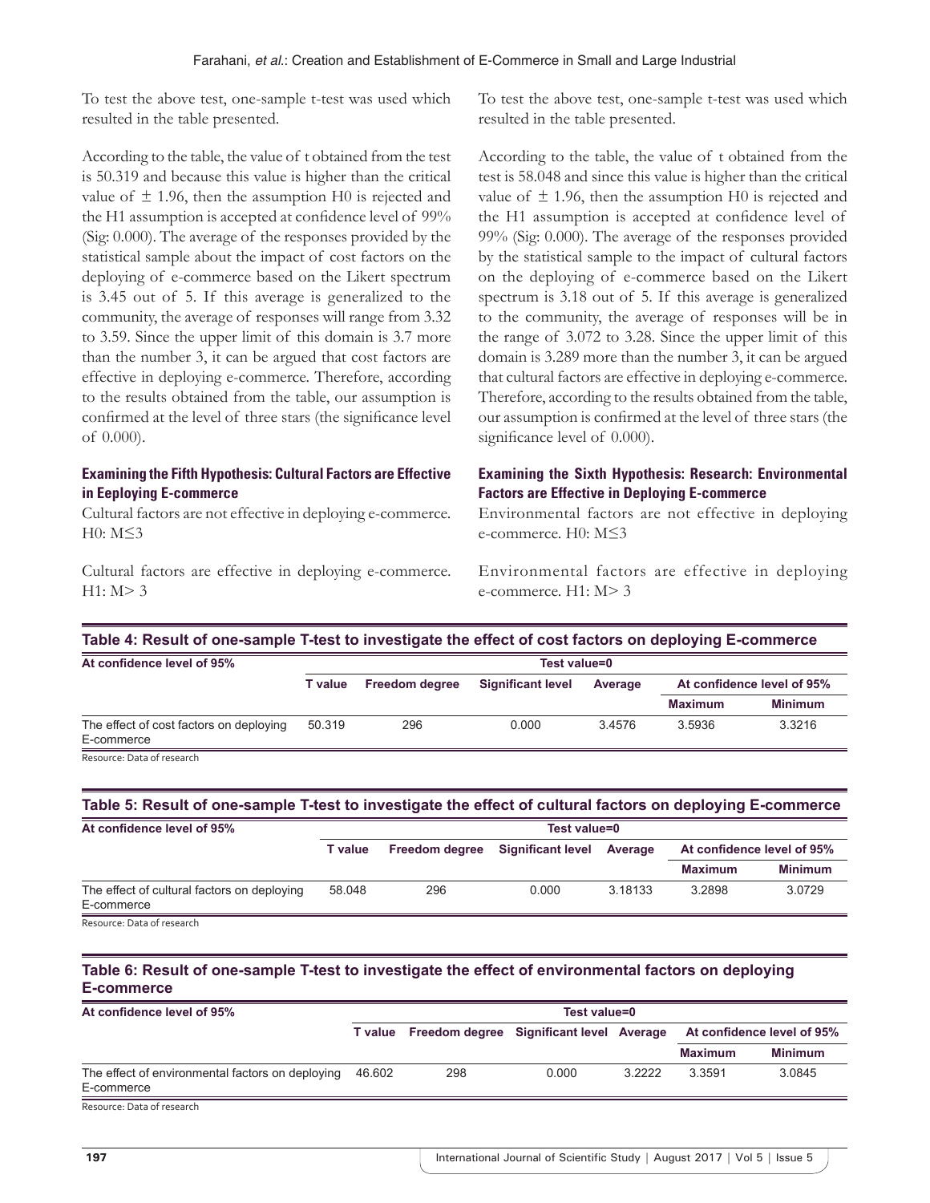To test the above test, one-sample t-test was used which resulted in the table presented.

According to the table, the value of t obtained from the test is 50.319 and because this value is higher than the critical value of ± 1.96, then the assumption H0 is rejected and the H1 assumption is accepted at confidence level of 99% (Sig: 0.000). The average of the responses provided by the statistical sample about the impact of cost factors on the deploying of e-commerce based on the Likert spectrum is 3.45 out of 5. If this average is generalized to the community, the average of responses will range from 3.32 to 3.59. Since the upper limit of this domain is 3.7 more than the number 3, it can be argued that cost factors are effective in deploying e-commerce. Therefore, according to the results obtained from the table, our assumption is confirmed at the level of three stars (the significance level of 0.000).

### Examining the Fifth Hypothesis: Cultural Factors are Effective in Eeploying E-commerce

Cultural factors are not effective in deploying e-commerce. H0: $M \leq 3$

Cultural factors are effective in deploying e-commerce. H1: $M > 3$

To test the above test, one-sample t-test was used which resulted in the table presented.

According to the table, the value of t obtained from the test is 58.048 and since this value is higher than the critical value of ± 1.96, then the assumption H0 is rejected and the H1 assumption is accepted at confidence level of 99% (Sig: 0.000). The average of the responses provided by the statistical sample to the impact of cultural factors on the deploying of e-commerce based on the Likert spectrum is 3.18 out of 5. If this average is generalized to the community, the average of responses will be in the range of 3.072 to 3.28. Since the upper limit of this domain is 3.289 more than the number 3, it can be argued that cultural factors are effective in deploying e-commerce. Therefore, according to the results obtained from the table, our assumption is confirmed at the level of three stars (the significance level of 0.000).

### Examining the Sixth Hypothesis: Research: Environmental Factors are Effective in Deploying E-commerce

Environmental factors are not effective in deploying e-commerce. H0: $M \leq 3$

Environmental factors are effective in deploying e-commerce. H1: $M > 3$

**Table 4: Result of one-sample T-test to investigate the effect of cost factors on deploying E-commerce**

| At confidence level of 95% | Test value=0 | | | | | |
|---|---|---|---|---|---|---|
| | T value | Freedom degree | Significant level | Average | At confidence level of 95% | |
| | | | | | Maximum | Minimum |
| The effect of cost factors on deploying E-commerce | 50.319 | 296 | 0.000 | 3.4576 | 3.5936 | 3.3216 |

Resource: Data of research

**Table 5: Result of one-sample T-test to investigate the effect of cultural factors on deploying E-commerce**

| At confidence level of 95% | Test value=0 | | | | | |
|---|---|---|---|---|---|---|
| | T value | Freedom degree | Significant level | Average | At confidence level of 95% | |
| | | | | | Maximum | Minimum |
| The effect of cultural factors on deploying E-commerce | 58.048 | 296 | 0.000 | 3.18133 | 3.2898 | 3.0729 |

Resource: Data of research

**Table 6: Result of one-sample T-test to investigate the effect of environmental factors on deploying E-commerce**

| At confidence level of 95% | Test value=0 | | | | | |
|---|---|---|---|---|---|---|
| | T value | Freedom degree | Significant level | Average | At confidence level of 95% | |
| | | | | | Maximum | Minimum |
| The effect of environmental factors on deploying E-commerce | 46.602 | 298 | 0.000 | 3.2222 | 3.3591 | 3.0845 |

Resource: Data of research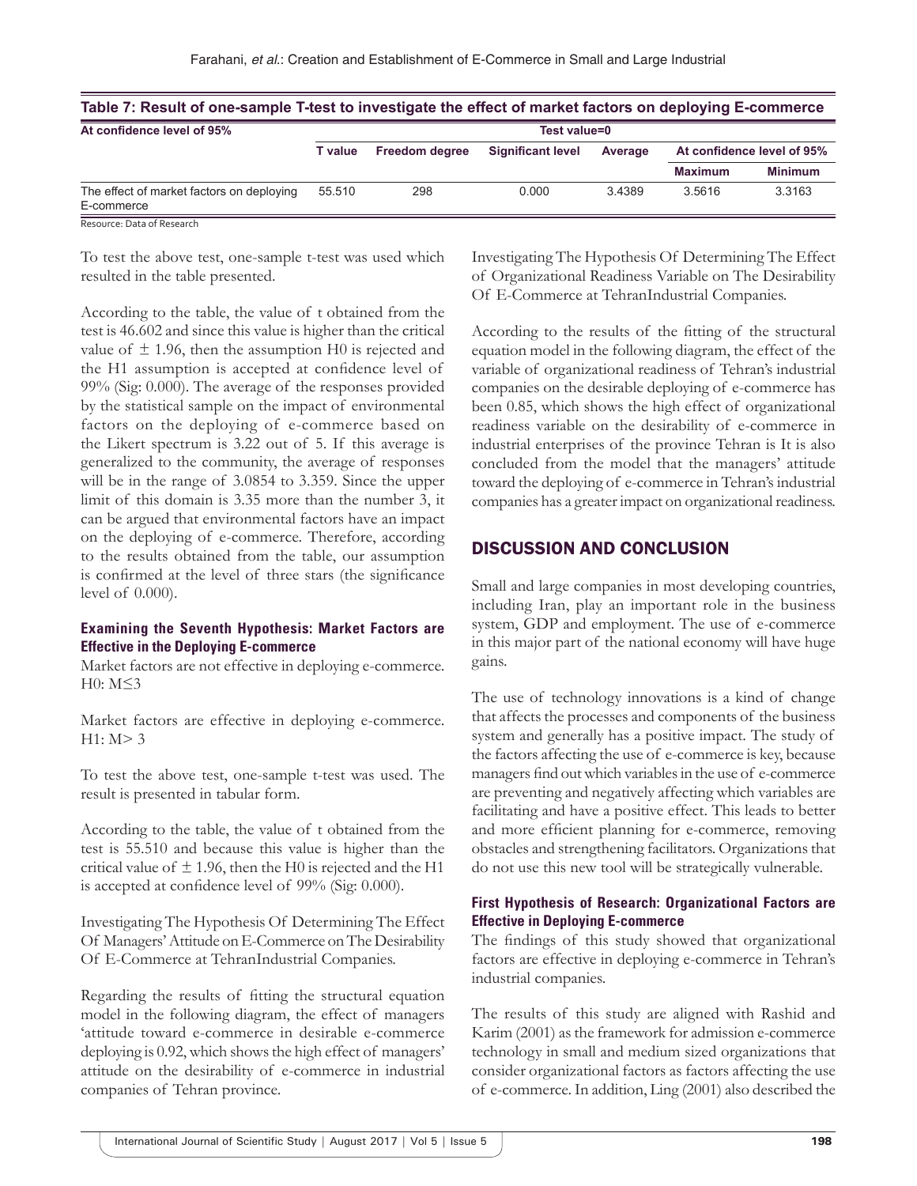**Table 7: Result of one-sample T-test to investigate the effect of market factors on deploying E-commerce**

| At confidence level of 95% | Test value=0 | | | | | |
|---|---|---|---|---|---|---|
| | T value | Freedom degree | Significant level | Average | At confidence level of 95% | |
| | | | | | Maximum | Minimum |
| The effect of market factors on deploying E-commerce | 55.510 | 298 | 0.000 | 3.4389 | 3.5616 | 3.3163 |

Resource: Data of Research

To test the above test, one-sample t-test was used which resulted in the table presented.

According to the table, the value of t obtained from the test is 46.602 and since this value is higher than the critical value of ± 1.96, then the assumption H0 is rejected and the H1 assumption is accepted at confidence level of 99% (Sig: 0.000). The average of the responses provided by the statistical sample on the impact of environmental factors on the deploying of e-commerce based on the Likert spectrum is 3.22 out of 5. If this average is generalized to the community, the average of responses will be in the range of 3.0854 to 3.359. Since the upper limit of this domain is 3.35 more than the number 3, it can be argued that environmental factors have an impact on the deploying of e-commerce. Therefore, according to the results obtained from the table, our assumption is confirmed at the level of three stars (the significance level of 0.000).

#### Examining the Seventh Hypothesis: Market Factors are Effective in the Deploying E-commerce

Market factors are not effective in deploying e-commerce. H0: M≤3

Market factors are effective in deploying e-commerce. H1: M> 3

To test the above test, one-sample t-test was used. The result is presented in tabular form.

According to the table, the value of t obtained from the test is 55.510 and because this value is higher than the critical value of ± 1.96, then the H0 is rejected and the H1 is accepted at confidence level of 99% (Sig: 0.000).

Investigating The Hypothesis Of Determining The Effect Of Managers' Attitude on E-Commerce on The Desirability Of E-Commerce at TehranIndustrial Companies.

Regarding the results of fitting the structural equation model in the following diagram, the effect of managers 'attitude toward e-commerce in desirable e-commerce deploying is 0.92, which shows the high effect of managers' attitude on the desirability of e-commerce in industrial companies of Tehran province.

Investigating The Hypothesis Of Determining The Effect of Organizational Readiness Variable on The Desirability Of E-Commerce at TehranIndustrial Companies.

According to the results of the fitting of the structural equation model in the following diagram, the effect of the variable of organizational readiness of Tehran's industrial companies on the desirable deploying of e-commerce has been 0.85, which shows the high effect of organizational readiness variable on the desirability of e-commerce in industrial enterprises of the province Tehran is It is also concluded from the model that the managers' attitude toward the deploying of e-commerce in Tehran's industrial companies has a greater impact on organizational readiness.

## DISCUSSION AND CONCLUSION

Small and large companies in most developing countries, including Iran, play an important role in the business system, GDP and employment. The use of e-commerce in this major part of the national economy will have huge gains.

The use of technology innovations is a kind of change that affects the processes and components of the business system and generally has a positive impact. The study of the factors affecting the use of e-commerce is key, because managers find out which variables in the use of e-commerce are preventing and negatively affecting which variables are facilitating and have a positive effect. This leads to better and more efficient planning for e-commerce, removing obstacles and strengthening facilitators. Organizations that do not use this new tool will be strategically vulnerable.

#### First Hypothesis of Research: Organizational Factors are Effective in Deploying E-commerce

The findings of this study showed that organizational factors are effective in deploying e-commerce in Tehran's industrial companies.

The results of this study are aligned with Rashid and Karim (2001) as the framework for admission e-commerce technology in small and medium sized organizations that consider organizational factors as factors affecting the use of e-commerce. In addition, Ling (2001) also described the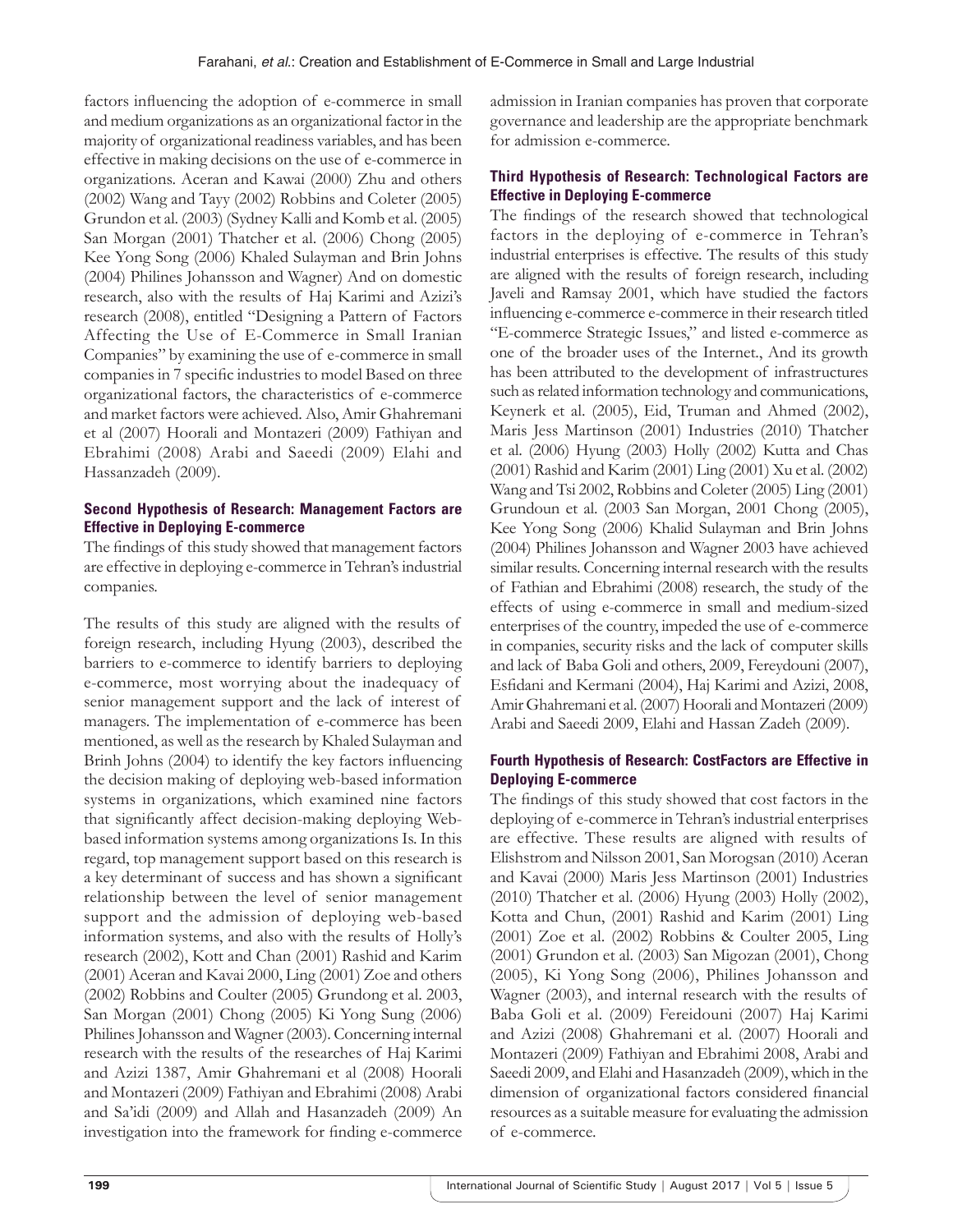factors influencing the adoption of e-commerce in small and medium organizations as an organizational factor in the majority of organizational readiness variables, and has been effective in making decisions on the use of e-commerce in organizations. Aceran and Kawai (2000) Zhu and others (2002) Wang and Tayy (2002) Robbins and Coleter (2005) Grundon et al. (2003) (Sydney Kalli and Komb et al. (2005) San Morgan (2001) Thatcher et al. (2006) Chong (2005) Kee Yong Song (2006) Khaled Sulayman and Brin Johns (2004) Philines Johansson and Wagner) And on domestic research, also with the results of Haj Karimi and Azizi's research (2008), entitled "Designing a Pattern of Factors Affecting the Use of E-Commerce in Small Iranian Companies" by examining the use of e-commerce in small companies in 7 specific industries to model Based on three organizational factors, the characteristics of e-commerce and market factors were achieved. Also, Amir Ghahremani et al (2007) Hoorali and Montazeri (2009) Fathiyan and Ebrahimi (2008) Arabi and Saeedi (2009) Elahi and Hassanzadeh (2009).

### Second Hypothesis of Research: Management Factors are Effective in Deploying E-commerce

The findings of this study showed that management factors are effective in deploying e-commerce in Tehran's industrial companies.

The results of this study are aligned with the results of foreign research, including Hyung (2003), described the barriers to e-commerce to identify barriers to deploying e-commerce, most worrying about the inadequacy of senior management support and the lack of interest of managers. The implementation of e-commerce has been mentioned, as well as the research by Khaled Sulayman and Brinh Johns (2004) to identify the key factors influencing the decision making of deploying web-based information systems in organizations, which examined nine factors that significantly affect decision-making deploying Web-based information systems among organizations Is. In this regard, top management support based on this research is a key determinant of success and has shown a significant relationship between the level of senior management support and the admission of deploying web-based information systems, and also with the results of Holly's research (2002), Kott and Chan (2001) Rashid and Karim (2001) Aceran and Kavai 2000, Ling (2001) Zoe and others (2002) Robbins and Coulter (2005) Grundong et al. 2003, San Morgan (2001) Chong (2005) Ki Yong Sung (2006) Philines Johansson and Wagner (2003). Concerning internal research with the results of the researches of Haj Karimi and Azizi 1387, Amir Ghahremani et al (2008) Hoorali and Montazeri (2009) Fathiyan and Ebrahimi (2008) Arabi and Sa'idi (2009) and Allah and Hasanzadeh (2009) An investigation into the framework for finding e-commerce admission in Iranian companies has proven that corporate governance and leadership are the appropriate benchmark for admission e-commerce.

### Third Hypothesis of Research: Technological Factors are Effective in Deploying E-commerce

The findings of the research showed that technological factors in the deploying of e-commerce in Tehran's industrial enterprises is effective. The results of this study are aligned with the results of foreign research, including Javeli and Ramsay 2001, which have studied the factors influencing e-commerce e-commerce in their research titled "E-commerce Strategic Issues," and listed e-commerce as one of the broader uses of the Internet., And its growth has been attributed to the development of infrastructures such as related information technology and communications, Keynerk et al. (2005), Eid, Truman and Ahmed (2002), Maris Jess Martinson (2001) Industries (2010) Thatcher et al. (2006) Hyung (2003) Holly (2002) Kutta and Chas (2001) Rashid and Karim (2001) Ling (2001) Xu et al. (2002) Wang and Tsi 2002, Robbins and Coleter (2005) Ling (2001) Grundoun et al. (2003 San Morgan, 2001 Chong (2005), Kee Yong Song (2006) Khalid Sulayman and Brin Johns (2004) Philines Johansson and Wagner 2003 have achieved similar results. Concerning internal research with the results of Fathian and Ebrahimi (2008) research, the study of the effects of using e-commerce in small and medium-sized enterprises of the country, impeded the use of e-commerce in companies, security risks and the lack of computer skills and lack of Baba Goli and others, 2009, Fereydouni (2007), Esfidani and Kermani (2004), Haj Karimi and Azizi, 2008, Amir Ghahremani et al. (2007) Hoorali and Montazeri (2009) Arabi and Saeedi 2009, Elahi and Hassan Zadeh (2009).

### Fourth Hypothesis of Research: CostFactors are Effective in Deploying E-commerce

The findings of this study showed that cost factors in the deploying of e-commerce in Tehran's industrial enterprises are effective. These results are aligned with results of Elishstrom and Nilsson 2001, San Morogsan (2010) Aceran and Kavai (2000) Maris Jess Martinson (2001) Industries (2010) Thatcher et al. (2006) Hyung (2003) Holly (2002), Kotta and Chun, (2001) Rashid and Karim (2001) Ling (2001) Zoe et al. (2002) Robbins & Coulter 2005, Ling (2001) Grundon et al. (2003) San Migozan (2001), Chong (2005), Ki Yong Song (2006), Philines Johansson and Wagner (2003), and internal research with the results of Baba Goli et al. (2009) Fereidouni (2007) Haj Karimi and Azizi (2008) Ghahremani et al. (2007) Hoorali and Montazeri (2009) Fathiyan and Ebrahimi 2008, Arabi and Saeedi 2009, and Elahi and Hasanzadeh (2009), which in the dimension of organizational factors considered financial resources as a suitable measure for evaluating the admission of e-commerce.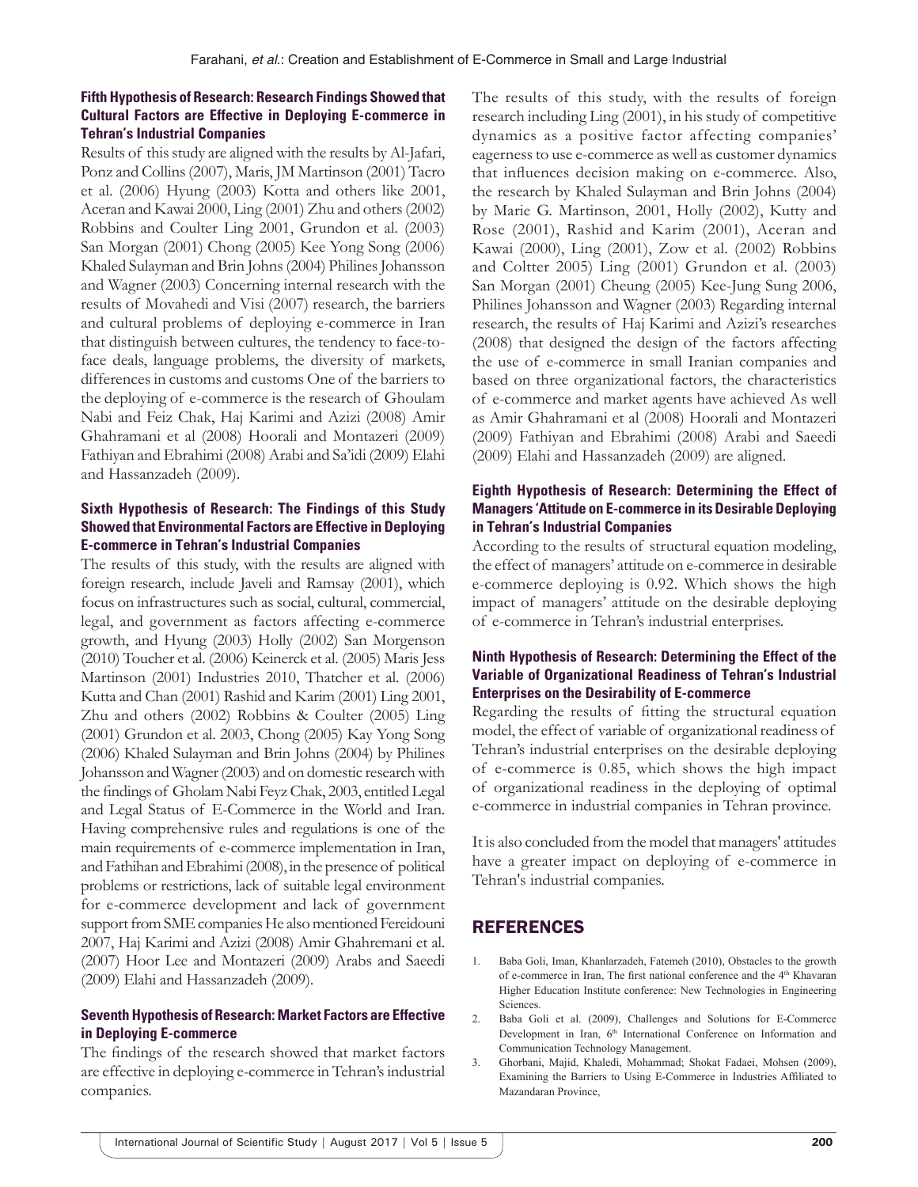#### Fifth Hypothesis of Research: Research Findings Showed that Cultural Factors are Effective in Deploying E-commerce in Tehran's Industrial Companies

Results of this study are aligned with the results by Al-Jafari, Ponz and Collins (2007), Maris, JM Martinson (2001) Tacro et al. (2006) Hyung (2003) Kotta and others like 2001, Aceran and Kawai 2000, Ling (2001) Zhu and others (2002) Robbins and Coulter Ling 2001, Grundon et al. (2003) San Morgan (2001) Chong (2005) Kee Yong Song (2006) Khaled Sulayman and Brin Johns (2004) Philines Johansson and Wagner (2003) Concerning internal research with the results of Movahedi and Visi (2007) research, the barriers and cultural problems of deploying e-commerce in Iran that distinguish between cultures, the tendency to face-to-face deals, language problems, the diversity of markets, differences in customs and customs One of the barriers to the deploying of e-commerce is the research of Ghoulam Nabi and Feiz Chak, Haj Karimi and Azizi (2008) Amir Ghahramani et al (2008) Hoorali and Montazeri (2009) Fathiyan and Ebrahimi (2008) Arabi and Sa'idi (2009) Elahi and Hassanzadeh (2009).

#### Sixth Hypothesis of Research: The Findings of this Study Showed that Environmental Factors are Effective in Deploying E-commerce in Tehran's Industrial Companies

The results of this study, with the results are aligned with foreign research, include Javeli and Ramsay (2001), which focus on infrastructures such as social, cultural, commercial, legal, and government as factors affecting e-commerce growth, and Hyung (2003) Holly (2002) San Morgenson (2010) Toucher et al. (2006) Keinerck et al. (2005) Maris Jess Martinson (2001) Industries 2010, Thatcher et al. (2006) Kutta and Chan (2001) Rashid and Karim (2001) Ling 2001, Zhu and others (2002) Robbins & Coulter (2005) Ling (2001) Grundon et al. 2003, Chong (2005) Kay Yong Song (2006) Khaled Sulayman and Brin Johns (2004) by Philines Johansson and Wagner (2003) and on domestic research with the findings of Gholam Nabi Feyz Chak, 2003, entitled Legal and Legal Status of E-Commerce in the World and Iran. Having comprehensive rules and regulations is one of the main requirements of e-commerce implementation in Iran, and Fathihan and Ebrahimi (2008), in the presence of political problems or restrictions, lack of suitable legal environment for e-commerce development and lack of government support from SME companies He also mentioned Fereidouni 2007, Haj Karimi and Azizi (2008) Amir Ghahremani et al. (2007) Hoor Lee and Montazeri (2009) Arabs and Saeedi (2009) Elahi and Hassanzadeh (2009).

#### Seventh Hypothesis of Research: Market Factors are Effective in Deploying E-commerce

The findings of the research showed that market factors are effective in deploying e-commerce in Tehran's industrial companies.

The results of this study, with the results of foreign research including Ling (2001), in his study of competitive dynamics as a positive factor affecting companies' eagerness to use e-commerce as well as customer dynamics that influences decision making on e-commerce. Also, the research by Khaled Sulayman and Brin Johns (2004) by Marie G. Martinson, 2001, Holly (2002), Kutty and Rose (2001), Rashid and Karim (2001), Aceran and Kawai (2000), Ling (2001), Zow et al. (2002) Robbins and Coltter 2005) Ling (2001) Grundon et al. (2003) San Morgan (2001) Cheung (2005) Kee-Jung Sung 2006, Philines Johansson and Wagner (2003) Regarding internal research, the results of Haj Karimi and Azizi's researches (2008) that designed the design of the factors affecting the use of e-commerce in small Iranian companies and based on three organizational factors, the characteristics of e-commerce and market agents have achieved As well as Amir Ghahramani et al (2008) Hoorali and Montazeri (2009) Fathiyan and Ebrahimi (2008) Arabi and Saeedi (2009) Elahi and Hassanzadeh (2009) are aligned.

#### Eighth Hypothesis of Research: Determining the Effect of Managers 'Attitude on E-commerce in its Desirable Deploying in Tehran's Industrial Companies

According to the results of structural equation modeling, the effect of managers' attitude on e-commerce in desirable e-commerce deploying is 0.92. Which shows the high impact of managers' attitude on the desirable deploying of e-commerce in Tehran's industrial enterprises.

#### Ninth Hypothesis of Research: Determining the Effect of the Variable of Organizational Readiness of Tehran's Industrial Enterprises on the Desirability of E-commerce

Regarding the results of fitting the structural equation model, the effect of variable of organizational readiness of Tehran's industrial enterprises on the desirable deploying of e-commerce is 0.85, which shows the high impact of organizational readiness in the deploying of optimal e-commerce in industrial companies in Tehran province.

It is also concluded from the model that managers' attitudes have a greater impact on deploying of e-commerce in Tehran's industrial companies.

## REFERENCES

1. Baba Goli, Iman, Khanlarzadeh, Fatemeh (2010), Obstacles to the growth of e-commerce in Iran, The first national conference and the 4th Khavaran Higher Education Institute conference: New Technologies in Engineering Sciences.
2. Baba Goli et al. (2009), Challenges and Solutions for E-Commerce Development in Iran, 6th International Conference on Information and Communication Technology Management.
3. Ghorbani, Majid, Khaledi, Mohammad; Shokat Fadaei, Mohsen (2009), Examining the Barriers to Using E-Commerce in Industries Affiliated to Mazandaran Province,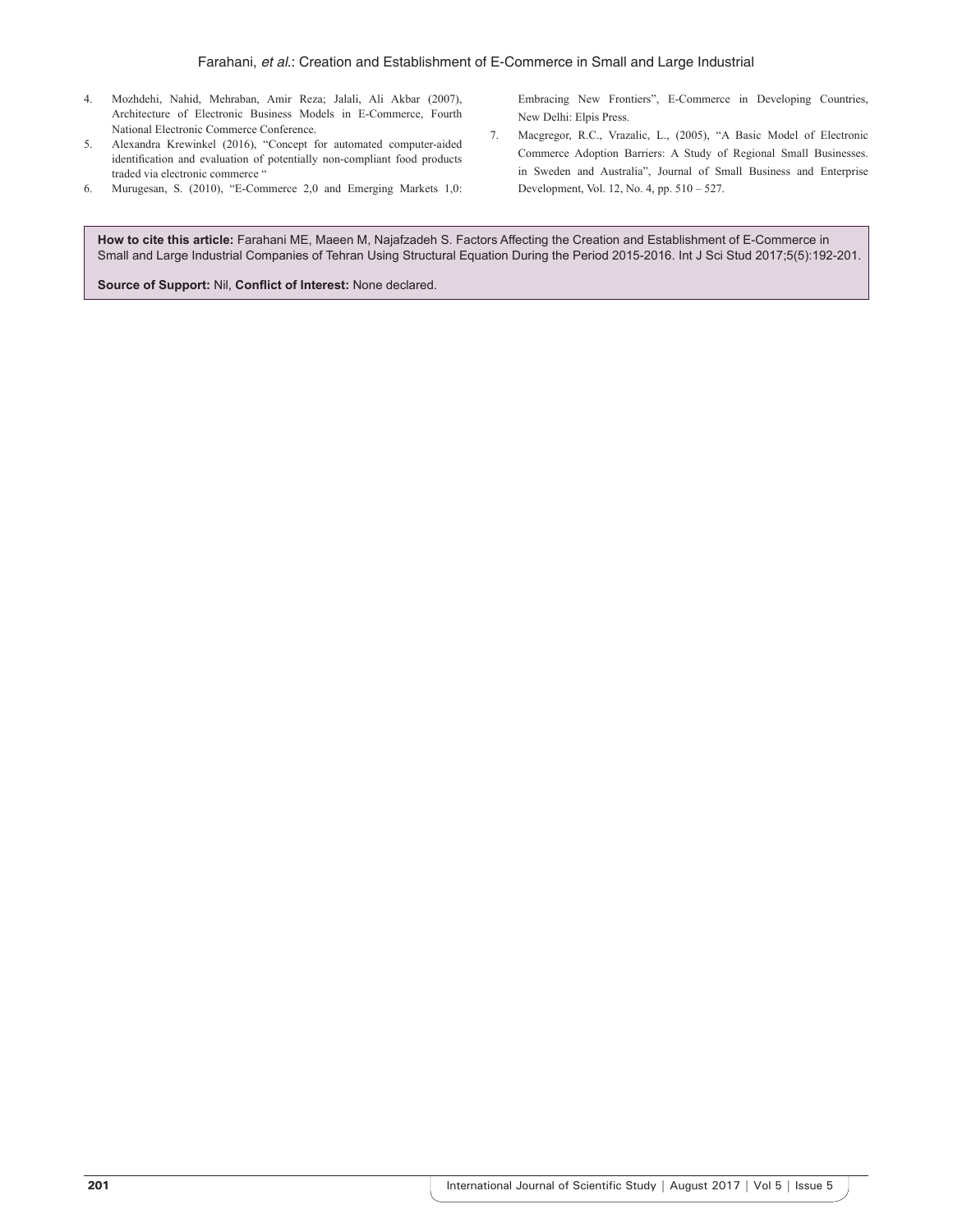4. Mozhdehi, Nahid, Mehraban, Amir Reza; Jalali, Ali Akbar (2007), Architecture of Electronic Business Models in E-Commerce, Fourth National Electronic Commerce Conference.
5. Alexandra Krewinkel (2016), "Concept for automated computer-aided identification and evaluation of potentially non-compliant food products traded via electronic commerce "
6. Murugesan, S. (2010), "E-Commerce 2,0 and Emerging Markets 1,0: Embracing New Frontiers", E-Commerce in Developing Countries, New Delhi: Elpis Press.
7. Macgregor, R.C., Vrazalic, L., (2005), "A Basic Model of Electronic Commerce Adoption Barriers: A Study of Regional Small Businesses. in Sweden and Australia", Journal of Small Business and Enterprise Development, Vol. 12, No. 4, pp. 510 – 527.

**How to cite this article:** Farahani ME, Maeen M, Najafzadeh S. Factors Affecting the Creation and Establishment of E-Commerce in Small and Large Industrial Companies of Tehran Using Structural Equation During the Period 2015-2016. Int J Sci Stud 2017;5(5):192-201.

**Source of Support:** Nil, **Conflict of Interest:** None declared.